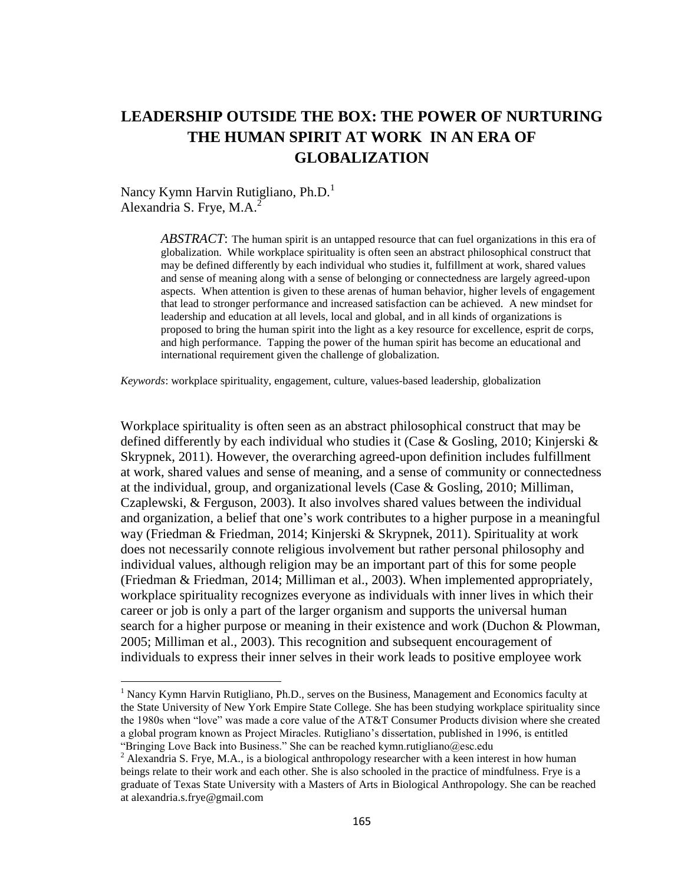# LEADERSHIP OUTSIDE THE BOX: THE POWER OF NURTURING THE HUMAN SPIRIT AT WORK IN AN ERA OF GLOBALIZATION

Nancy Kymn Harvin Rutigliano, Ph.D.[1]
Alexandria S. Frye, M.A.[2]

> *ABSTRACT*: The human spirit is an untapped resource that can fuel organizations in this era of globalization. While workplace spirituality is often seen an abstract philosophical construct that may be defined differently by each individual who studies it, fulfillment at work, shared values and sense of meaning along with a sense of belonging or connectedness are largely agreed-upon aspects. When attention is given to these arenas of human behavior, higher levels of engagement that lead to stronger performance and increased satisfaction can be achieved. A new mindset for leadership and education at all levels, local and global, and in all kinds of organizations is proposed to bring the human spirit into the light as a key resource for excellence, esprit de corps, and high performance. Tapping the power of the human spirit has become an educational and international requirement given the challenge of globalization.

*Keywords*: workplace spirituality, engagement, culture, values-based leadership, globalization

Workplace spirituality is often seen as an abstract philosophical construct that may be defined differently by each individual who studies it (Case & Gosling, 2010; Kinjerski & Skrypnek, 2011). However, the overarching agreed-upon definition includes fulfillment at work, shared values and sense of meaning, and a sense of community or connectedness at the individual, group, and organizational levels (Case & Gosling, 2010; Milliman, Czaplewski, & Ferguson, 2003). It also involves shared values between the individual and organization, a belief that one's work contributes to a higher purpose in a meaningful way (Friedman & Friedman, 2014; Kinjerski & Skrypnek, 2011). Spirituality at work does not necessarily connote religious involvement but rather personal philosophy and individual values, although religion may be an important part of this for some people (Friedman & Friedman, 2014; Milliman et al., 2003). When implemented appropriately, workplace spirituality recognizes everyone as individuals with inner lives in which their career or job is only a part of the larger organism and supports the universal human search for a higher purpose or meaning in their existence and work (Duchon & Plowman, 2005; Milliman et al., 2003). This recognition and subsequent encouragement of individuals to express their inner selves in their work leads to positive employee work

[1] Nancy Kymn Harvin Rutigliano, Ph.D., serves on the Business, Management and Economics faculty at the State University of New York Empire State College. She has been studying workplace spirituality since the 1980s when "love" was made a core value of the AT&T Consumer Products division where she created a global program known as Project Miracles. Rutigliano's dissertation, published in 1996, is entitled "Bringing Love Back into Business." She can be reached kymn.rutigliano@esc.edu

[2] Alexandria S. Frye, M.A., is a biological anthropology researcher with a keen interest in how human beings relate to their work and each other. She is also schooled in the practice of mindfulness. Frye is a graduate of Texas State University with a Masters of Arts in Biological Anthropology. She can be reached at alexandria.s.frye@gmail.com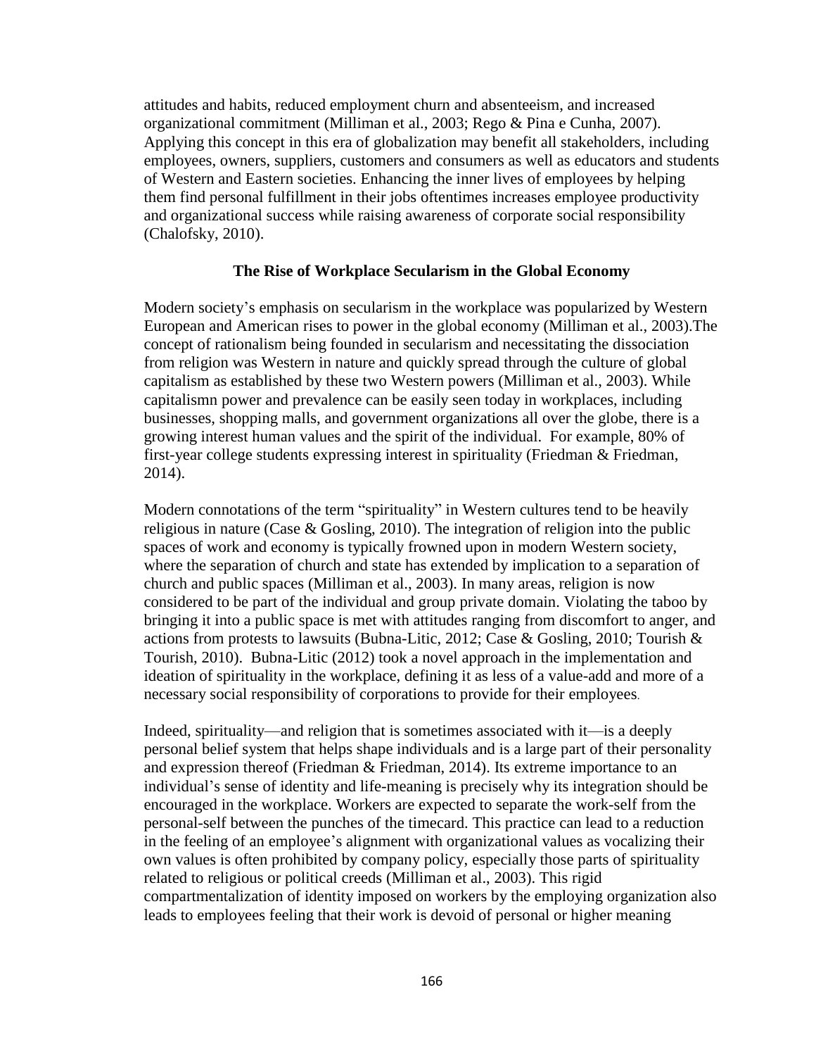attitudes and habits, reduced employment churn and absenteeism, and increased organizational commitment (Milliman et al., 2003; Rego & Pina e Cunha, 2007). Applying this concept in this era of globalization may benefit all stakeholders, including employees, owners, suppliers, customers and consumers as well as educators and students of Western and Eastern societies. Enhancing the inner lives of employees by helping them find personal fulfillment in their jobs oftentimes increases employee productivity and organizational success while raising awareness of corporate social responsibility (Chalofsky, 2010).

## The Rise of Workplace Secularism in the Global Economy

Modern society's emphasis on secularism in the workplace was popularized by Western European and American rises to power in the global economy (Milliman et al., 2003).The concept of rationalism being founded in secularism and necessitating the dissociation from religion was Western in nature and quickly spread through the culture of global capitalism as established by these two Western powers (Milliman et al., 2003). While capitalismn power and prevalence can be easily seen today in workplaces, including businesses, shopping malls, and government organizations all over the globe, there is a growing interest human values and the spirit of the individual. For example, 80% of first-year college students expressing interest in spirituality (Friedman & Friedman, 2014).

Modern connotations of the term "spirituality" in Western cultures tend to be heavily religious in nature (Case & Gosling, 2010). The integration of religion into the public spaces of work and economy is typically frowned upon in modern Western society, where the separation of church and state has extended by implication to a separation of church and public spaces (Milliman et al., 2003). In many areas, religion is now considered to be part of the individual and group private domain. Violating the taboo by bringing it into a public space is met with attitudes ranging from discomfort to anger, and actions from protests to lawsuits (Bubna-Litic, 2012; Case & Gosling, 2010; Tourish & Tourish, 2010). Bubna-Litic (2012) took a novel approach in the implementation and ideation of spirituality in the workplace, defining it as less of a value-add and more of a necessary social responsibility of corporations to provide for their employees.

Indeed, spirituality—and religion that is sometimes associated with it—is a deeply personal belief system that helps shape individuals and is a large part of their personality and expression thereof (Friedman & Friedman, 2014). Its extreme importance to an individual's sense of identity and life-meaning is precisely why its integration should be encouraged in the workplace. Workers are expected to separate the work-self from the personal-self between the punches of the timecard. This practice can lead to a reduction in the feeling of an employee's alignment with organizational values as vocalizing their own values is often prohibited by company policy, especially those parts of spirituality related to religious or political creeds (Milliman et al., 2003). This rigid compartmentalization of identity imposed on workers by the employing organization also leads to employees feeling that their work is devoid of personal or higher meaning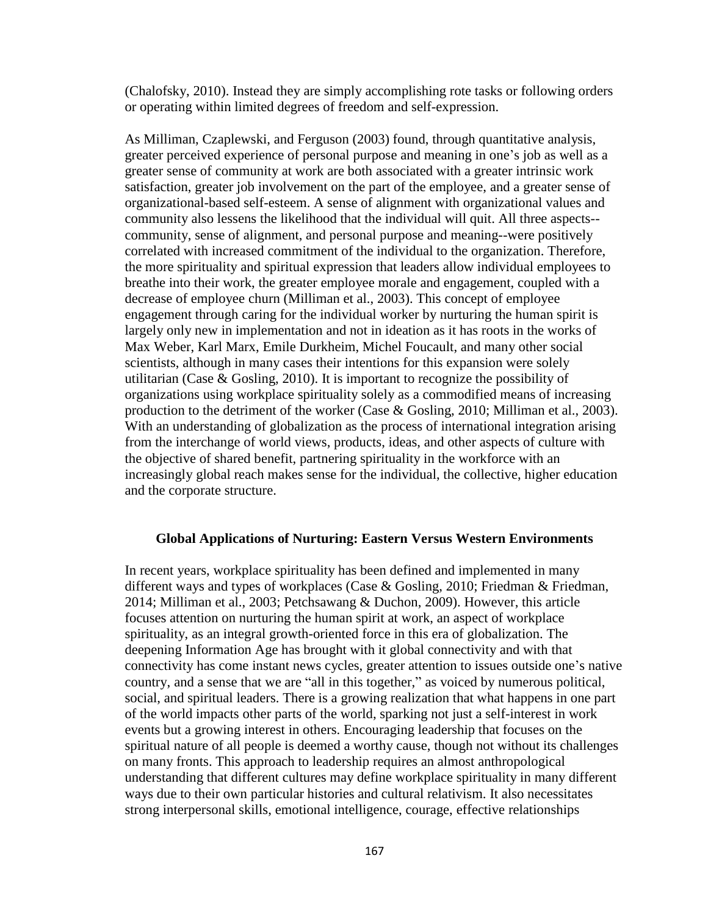(Chalofsky, 2010). Instead they are simply accomplishing rote tasks or following orders or operating within limited degrees of freedom and self-expression.

As Milliman, Czaplewski, and Ferguson (2003) found, through quantitative analysis, greater perceived experience of personal purpose and meaning in one's job as well as a greater sense of community at work are both associated with a greater intrinsic work satisfaction, greater job involvement on the part of the employee, and a greater sense of organizational-based self-esteem. A sense of alignment with organizational values and community also lessens the likelihood that the individual will quit. All three aspects--community, sense of alignment, and personal purpose and meaning--were positively correlated with increased commitment of the individual to the organization. Therefore, the more spirituality and spiritual expression that leaders allow individual employees to breathe into their work, the greater employee morale and engagement, coupled with a decrease of employee churn (Milliman et al., 2003). This concept of employee engagement through caring for the individual worker by nurturing the human spirit is largely only new in implementation and not in ideation as it has roots in the works of Max Weber, Karl Marx, Emile Durkheim, Michel Foucault, and many other social scientists, although in many cases their intentions for this expansion were solely utilitarian (Case & Gosling, 2010). It is important to recognize the possibility of organizations using workplace spirituality solely as a commodified means of increasing production to the detriment of the worker (Case & Gosling, 2010; Milliman et al., 2003). With an understanding of globalization as the process of international integration arising from the interchange of world views, products, ideas, and other aspects of culture with the objective of shared benefit, partnering spirituality in the workforce with an increasingly global reach makes sense for the individual, the collective, higher education and the corporate structure.

## Global Applications of Nurturing: Eastern Versus Western Environments

In recent years, workplace spirituality has been defined and implemented in many different ways and types of workplaces (Case & Gosling, 2010; Friedman & Friedman, 2014; Milliman et al., 2003; Petchsawang & Duchon, 2009). However, this article focuses attention on nurturing the human spirit at work, an aspect of workplace spirituality, as an integral growth-oriented force in this era of globalization. The deepening Information Age has brought with it global connectivity and with that connectivity has come instant news cycles, greater attention to issues outside one's native country, and a sense that we are "all in this together," as voiced by numerous political, social, and spiritual leaders. There is a growing realization that what happens in one part of the world impacts other parts of the world, sparking not just a self-interest in work events but a growing interest in others. Encouraging leadership that focuses on the spiritual nature of all people is deemed a worthy cause, though not without its challenges on many fronts. This approach to leadership requires an almost anthropological understanding that different cultures may define workplace spirituality in many different ways due to their own particular histories and cultural relativism. It also necessitates strong interpersonal skills, emotional intelligence, courage, effective relationships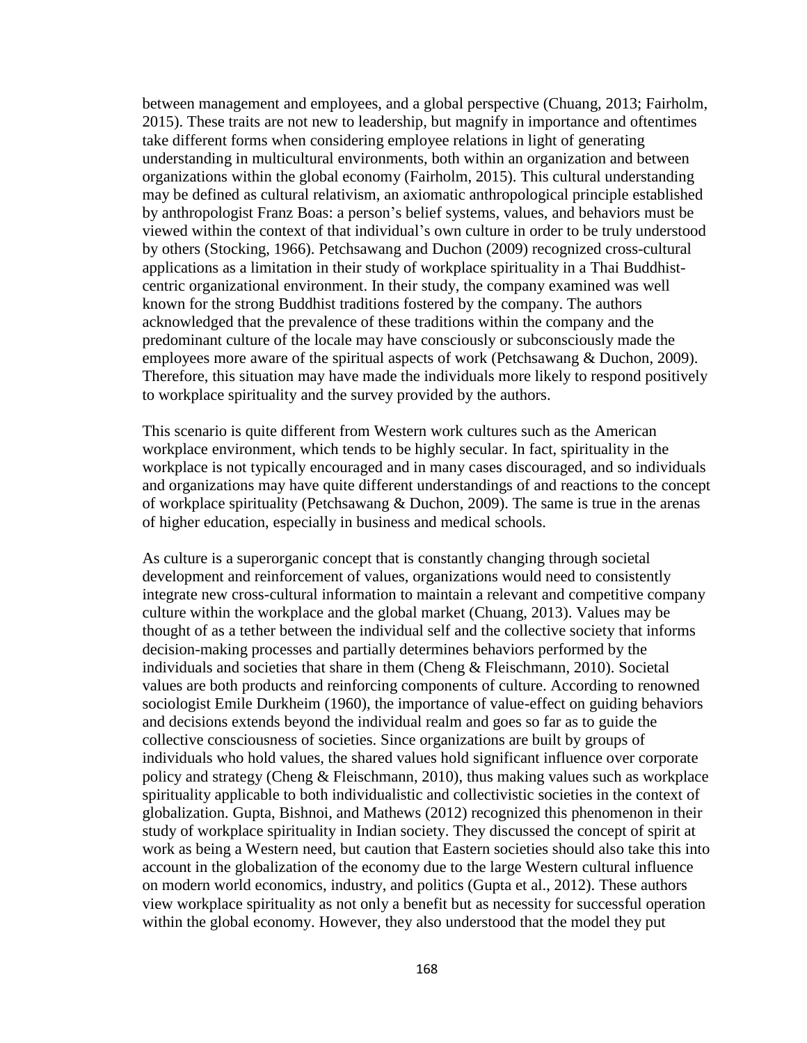between management and employees, and a global perspective (Chuang, 2013; Fairholm, 2015). These traits are not new to leadership, but magnify in importance and oftentimes take different forms when considering employee relations in light of generating understanding in multicultural environments, both within an organization and between organizations within the global economy (Fairholm, 2015). This cultural understanding may be defined as cultural relativism, an axiomatic anthropological principle established by anthropologist Franz Boas: a person's belief systems, values, and behaviors must be viewed within the context of that individual's own culture in order to be truly understood by others (Stocking, 1966). Petchsawang and Duchon (2009) recognized cross-cultural applications as a limitation in their study of workplace spirituality in a Thai Buddhist-centric organizational environment. In their study, the company examined was well known for the strong Buddhist traditions fostered by the company. The authors acknowledged that the prevalence of these traditions within the company and the predominant culture of the locale may have consciously or subconsciously made the employees more aware of the spiritual aspects of work (Petchsawang & Duchon, 2009). Therefore, this situation may have made the individuals more likely to respond positively to workplace spirituality and the survey provided by the authors.

This scenario is quite different from Western work cultures such as the American workplace environment, which tends to be highly secular. In fact, spirituality in the workplace is not typically encouraged and in many cases discouraged, and so individuals and organizations may have quite different understandings of and reactions to the concept of workplace spirituality (Petchsawang & Duchon, 2009). The same is true in the arenas of higher education, especially in business and medical schools.

As culture is a superorganic concept that is constantly changing through societal development and reinforcement of values, organizations would need to consistently integrate new cross-cultural information to maintain a relevant and competitive company culture within the workplace and the global market (Chuang, 2013). Values may be thought of as a tether between the individual self and the collective society that informs decision-making processes and partially determines behaviors performed by the individuals and societies that share in them (Cheng & Fleischmann, 2010). Societal values are both products and reinforcing components of culture. According to renowned sociologist Emile Durkheim (1960), the importance of value-effect on guiding behaviors and decisions extends beyond the individual realm and goes so far as to guide the collective consciousness of societies. Since organizations are built by groups of individuals who hold values, the shared values hold significant influence over corporate policy and strategy (Cheng & Fleischmann, 2010), thus making values such as workplace spirituality applicable to both individualistic and collectivistic societies in the context of globalization. Gupta, Bishnoi, and Mathews (2012) recognized this phenomenon in their study of workplace spirituality in Indian society. They discussed the concept of spirit at work as being a Western need, but caution that Eastern societies should also take this into account in the globalization of the economy due to the large Western cultural influence on modern world economics, industry, and politics (Gupta et al., 2012). These authors view workplace spirituality as not only a benefit but as necessity for successful operation within the global economy. However, they also understood that the model they put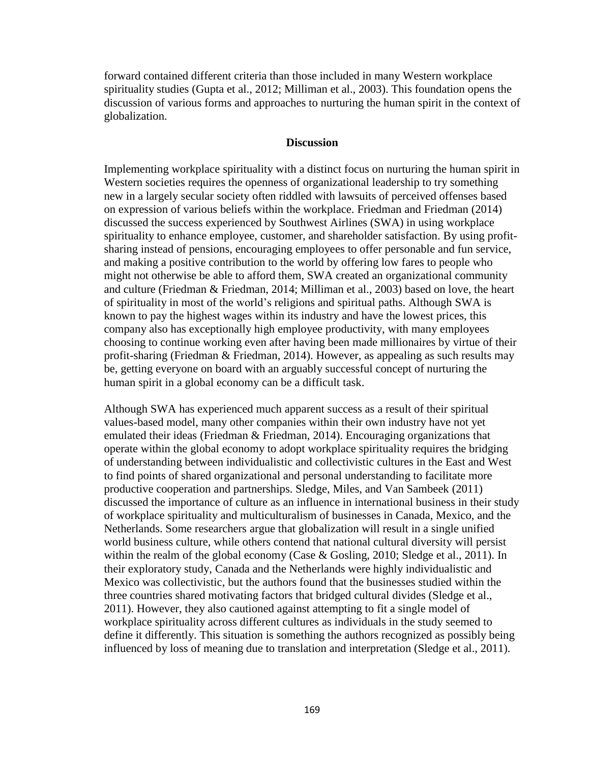forward contained different criteria than those included in many Western workplace spirituality studies (Gupta et al., 2012; Milliman et al., 2003). This foundation opens the discussion of various forms and approaches to nurturing the human spirit in the context of globalization.

## Discussion

Implementing workplace spirituality with a distinct focus on nurturing the human spirit in Western societies requires the openness of organizational leadership to try something new in a largely secular society often riddled with lawsuits of perceived offenses based on expression of various beliefs within the workplace. Friedman and Friedman (2014) discussed the success experienced by Southwest Airlines (SWA) in using workplace spirituality to enhance employee, customer, and shareholder satisfaction. By using profit-sharing instead of pensions, encouraging employees to offer personable and fun service, and making a positive contribution to the world by offering low fares to people who might not otherwise be able to afford them, SWA created an organizational community and culture (Friedman & Friedman, 2014; Milliman et al., 2003) based on love, the heart of spirituality in most of the world's religions and spiritual paths. Although SWA is known to pay the highest wages within its industry and have the lowest prices, this company also has exceptionally high employee productivity, with many employees choosing to continue working even after having been made millionaires by virtue of their profit-sharing (Friedman & Friedman, 2014). However, as appealing as such results may be, getting everyone on board with an arguably successful concept of nurturing the human spirit in a global economy can be a difficult task.

Although SWA has experienced much apparent success as a result of their spiritual values-based model, many other companies within their own industry have not yet emulated their ideas (Friedman & Friedman, 2014). Encouraging organizations that operate within the global economy to adopt workplace spirituality requires the bridging of understanding between individualistic and collectivistic cultures in the East and West to find points of shared organizational and personal understanding to facilitate more productive cooperation and partnerships. Sledge, Miles, and Van Sambeek (2011) discussed the importance of culture as an influence in international business in their study of workplace spirituality and multiculturalism of businesses in Canada, Mexico, and the Netherlands. Some researchers argue that globalization will result in a single unified world business culture, while others contend that national cultural diversity will persist within the realm of the global economy (Case & Gosling, 2010; Sledge et al., 2011). In their exploratory study, Canada and the Netherlands were highly individualistic and Mexico was collectivistic, but the authors found that the businesses studied within the three countries shared motivating factors that bridged cultural divides (Sledge et al., 2011). However, they also cautioned against attempting to fit a single model of workplace spirituality across different cultures as individuals in the study seemed to define it differently. This situation is something the authors recognized as possibly being influenced by loss of meaning due to translation and interpretation (Sledge et al., 2011).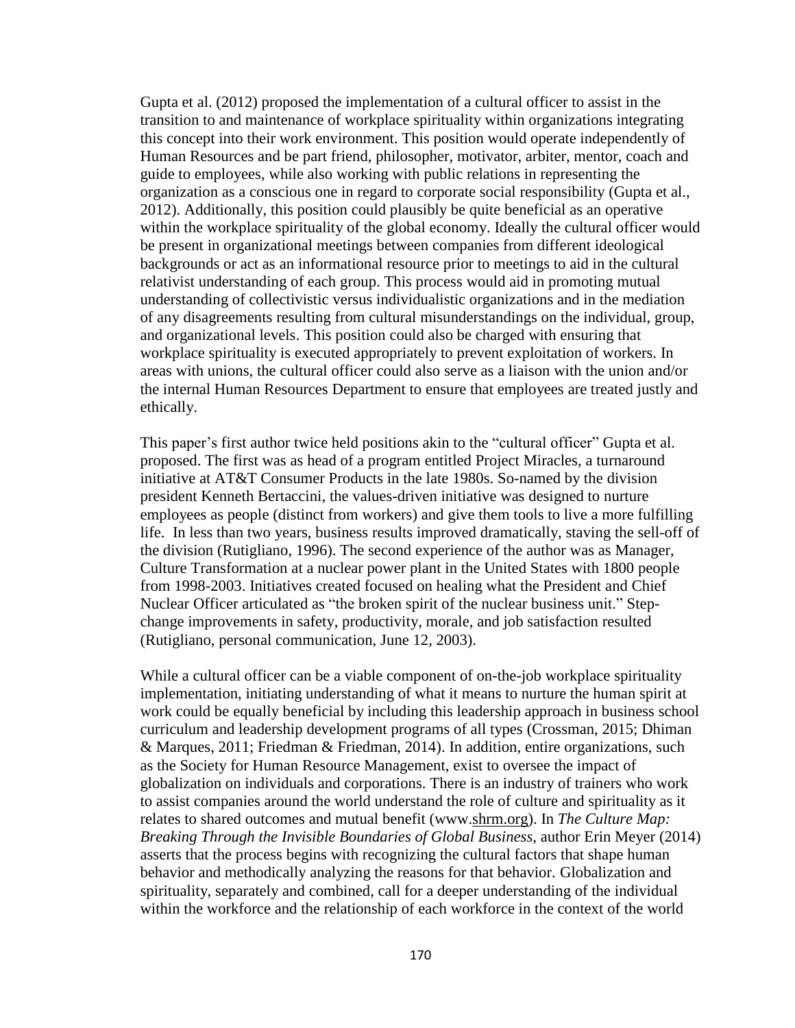Gupta et al. (2012) proposed the implementation of a cultural officer to assist in the transition to and maintenance of workplace spirituality within organizations integrating this concept into their work environment. This position would operate independently of Human Resources and be part friend, philosopher, motivator, arbiter, mentor, coach and guide to employees, while also working with public relations in representing the organization as a conscious one in regard to corporate social responsibility (Gupta et al., 2012). Additionally, this position could plausibly be quite beneficial as an operative within the workplace spirituality of the global economy. Ideally the cultural officer would be present in organizational meetings between companies from different ideological backgrounds or act as an informational resource prior to meetings to aid in the cultural relativist understanding of each group. This process would aid in promoting mutual understanding of collectivistic versus individualistic organizations and in the mediation of any disagreements resulting from cultural misunderstandings on the individual, group, and organizational levels. This position could also be charged with ensuring that workplace spirituality is executed appropriately to prevent exploitation of workers. In areas with unions, the cultural officer could also serve as a liaison with the union and/or the internal Human Resources Department to ensure that employees are treated justly and ethically.

This paper's first author twice held positions akin to the "cultural officer" Gupta et al. proposed. The first was as head of a program entitled Project Miracles, a turnaround initiative at AT&T Consumer Products in the late 1980s. So-named by the division president Kenneth Bertaccini, the values-driven initiative was designed to nurture employees as people (distinct from workers) and give them tools to live a more fulfilling life. In less than two years, business results improved dramatically, staving the sell-off of the division (Rutigliano, 1996). The second experience of the author was as Manager, Culture Transformation at a nuclear power plant in the United States with 1800 people from 1998-2003. Initiatives created focused on healing what the President and Chief Nuclear Officer articulated as "the broken spirit of the nuclear business unit." Step-change improvements in safety, productivity, morale, and job satisfaction resulted (Rutigliano, personal communication, June 12, 2003).

While a cultural officer can be a viable component of on-the-job workplace spirituality implementation, initiating understanding of what it means to nurture the human spirit at work could be equally beneficial by including this leadership approach in business school curriculum and leadership development programs of all types (Crossman, 2015; Dhiman & Marques, 2011; Friedman & Friedman, 2014). In addition, entire organizations, such as the Society for Human Resource Management, exist to oversee the impact of globalization on individuals and corporations. There is an industry of trainers who work to assist companies around the world understand the role of culture and spirituality as it relates to shared outcomes and mutual benefit (www.shrm.org). In *The Culture Map: Breaking Through the Invisible Boundaries of Global Business*, author Erin Meyer (2014) asserts that the process begins with recognizing the cultural factors that shape human behavior and methodically analyzing the reasons for that behavior. Globalization and spirituality, separately and combined, call for a deeper understanding of the individual within the workforce and the relationship of each workforce in the context of the world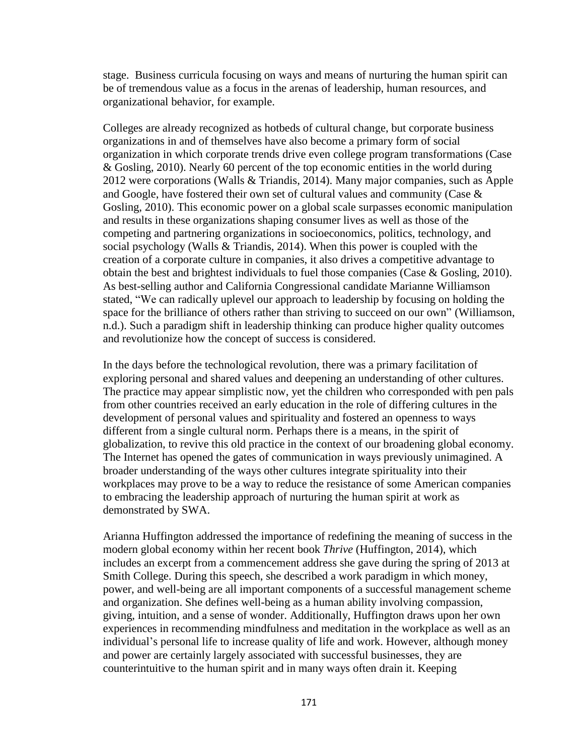stage. Business curricula focusing on ways and means of nurturing the human spirit can be of tremendous value as a focus in the arenas of leadership, human resources, and organizational behavior, for example.

Colleges are already recognized as hotbeds of cultural change, but corporate business organizations in and of themselves have also become a primary form of social organization in which corporate trends drive even college program transformations (Case & Gosling, 2010). Nearly 60 percent of the top economic entities in the world during 2012 were corporations (Walls & Triandis, 2014). Many major companies, such as Apple and Google, have fostered their own set of cultural values and community (Case & Gosling, 2010). This economic power on a global scale surpasses economic manipulation and results in these organizations shaping consumer lives as well as those of the competing and partnering organizations in socioeconomics, politics, technology, and social psychology (Walls & Triandis, 2014). When this power is coupled with the creation of a corporate culture in companies, it also drives a competitive advantage to obtain the best and brightest individuals to fuel those companies (Case & Gosling, 2010). As best-selling author and California Congressional candidate Marianne Williamson stated, "We can radically uplevel our approach to leadership by focusing on holding the space for the brilliance of others rather than striving to succeed on our own" (Williamson, n.d.). Such a paradigm shift in leadership thinking can produce higher quality outcomes and revolutionize how the concept of success is considered.

In the days before the technological revolution, there was a primary facilitation of exploring personal and shared values and deepening an understanding of other cultures. The practice may appear simplistic now, yet the children who corresponded with pen pals from other countries received an early education in the role of differing cultures in the development of personal values and spirituality and fostered an openness to ways different from a single cultural norm. Perhaps there is a means, in the spirit of globalization, to revive this old practice in the context of our broadening global economy. The Internet has opened the gates of communication in ways previously unimagined. A broader understanding of the ways other cultures integrate spirituality into their workplaces may prove to be a way to reduce the resistance of some American companies to embracing the leadership approach of nurturing the human spirit at work as demonstrated by SWA.

Arianna Huffington addressed the importance of redefining the meaning of success in the modern global economy within her recent book *Thrive* (Huffington, 2014), which includes an excerpt from a commencement address she gave during the spring of 2013 at Smith College. During this speech, she described a work paradigm in which money, power, and well-being are all important components of a successful management scheme and organization. She defines well-being as a human ability involving compassion, giving, intuition, and a sense of wonder. Additionally, Huffington draws upon her own experiences in recommending mindfulness and meditation in the workplace as well as an individual's personal life to increase quality of life and work. However, although money and power are certainly largely associated with successful businesses, they are counterintuitive to the human spirit and in many ways often drain it. Keeping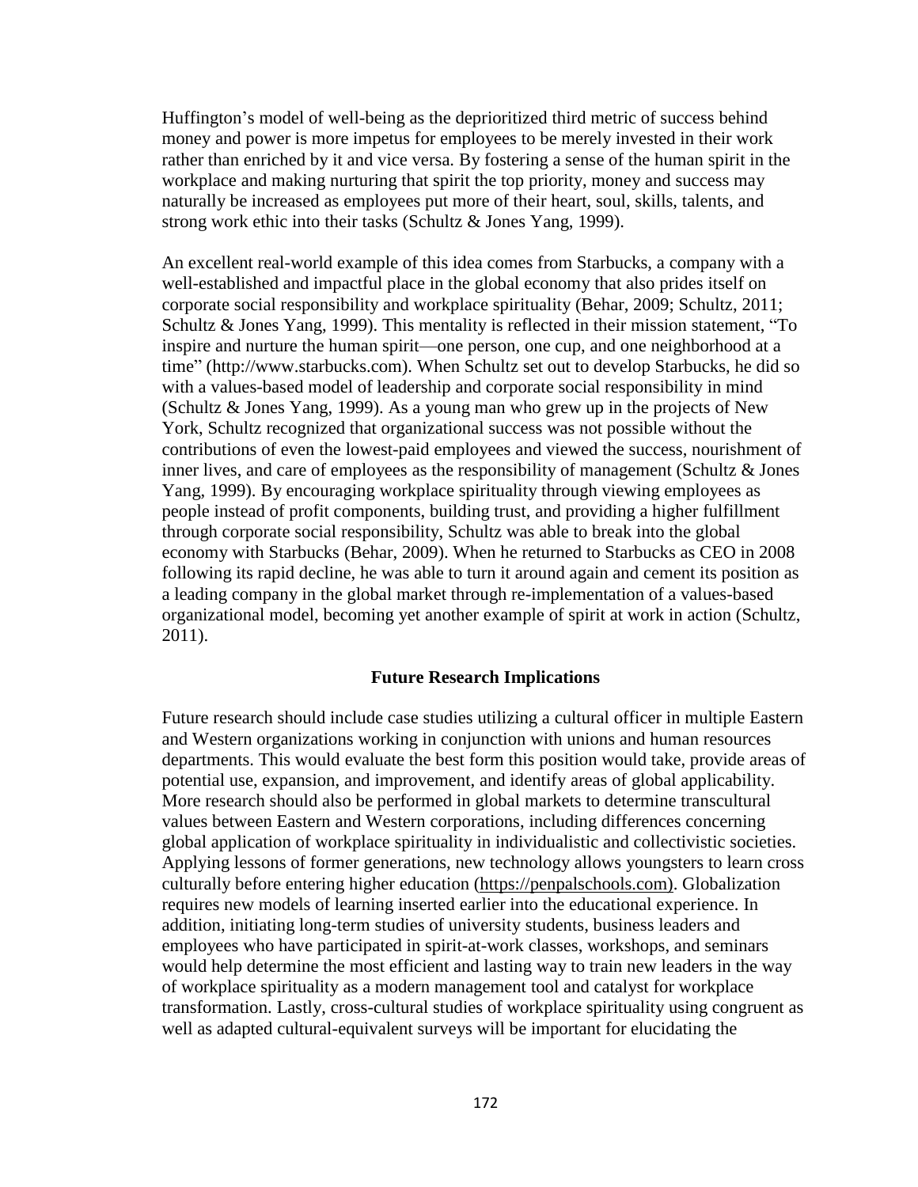Huffington's model of well-being as the deprioritized third metric of success behind money and power is more impetus for employees to be merely invested in their work rather than enriched by it and vice versa. By fostering a sense of the human spirit in the workplace and making nurturing that spirit the top priority, money and success may naturally be increased as employees put more of their heart, soul, skills, talents, and strong work ethic into their tasks (Schultz & Jones Yang, 1999).

An excellent real-world example of this idea comes from Starbucks, a company with a well-established and impactful place in the global economy that also prides itself on corporate social responsibility and workplace spirituality (Behar, 2009; Schultz, 2011; Schultz & Jones Yang, 1999). This mentality is reflected in their mission statement, "To inspire and nurture the human spirit—one person, one cup, and one neighborhood at a time" (http://www.starbucks.com). When Schultz set out to develop Starbucks, he did so with a values-based model of leadership and corporate social responsibility in mind (Schultz & Jones Yang, 1999). As a young man who grew up in the projects of New York, Schultz recognized that organizational success was not possible without the contributions of even the lowest-paid employees and viewed the success, nourishment of inner lives, and care of employees as the responsibility of management (Schultz & Jones Yang, 1999). By encouraging workplace spirituality through viewing employees as people instead of profit components, building trust, and providing a higher fulfillment through corporate social responsibility, Schultz was able to break into the global economy with Starbucks (Behar, 2009). When he returned to Starbucks as CEO in 2008 following its rapid decline, he was able to turn it around again and cement its position as a leading company in the global market through re-implementation of a values-based organizational model, becoming yet another example of spirit at work in action (Schultz, 2011).

## Future Research Implications

Future research should include case studies utilizing a cultural officer in multiple Eastern and Western organizations working in conjunction with unions and human resources departments. This would evaluate the best form this position would take, provide areas of potential use, expansion, and improvement, and identify areas of global applicability. More research should also be performed in global markets to determine transcultural values between Eastern and Western corporations, including differences concerning global application of workplace spirituality in individualistic and collectivistic societies. Applying lessons of former generations, new technology allows youngsters to learn cross culturally before entering higher education (https://penpalschools.com). Globalization requires new models of learning inserted earlier into the educational experience. In addition, initiating long-term studies of university students, business leaders and employees who have participated in spirit-at-work classes, workshops, and seminars would help determine the most efficient and lasting way to train new leaders in the way of workplace spirituality as a modern management tool and catalyst for workplace transformation. Lastly, cross-cultural studies of workplace spirituality using congruent as well as adapted cultural-equivalent surveys will be important for elucidating the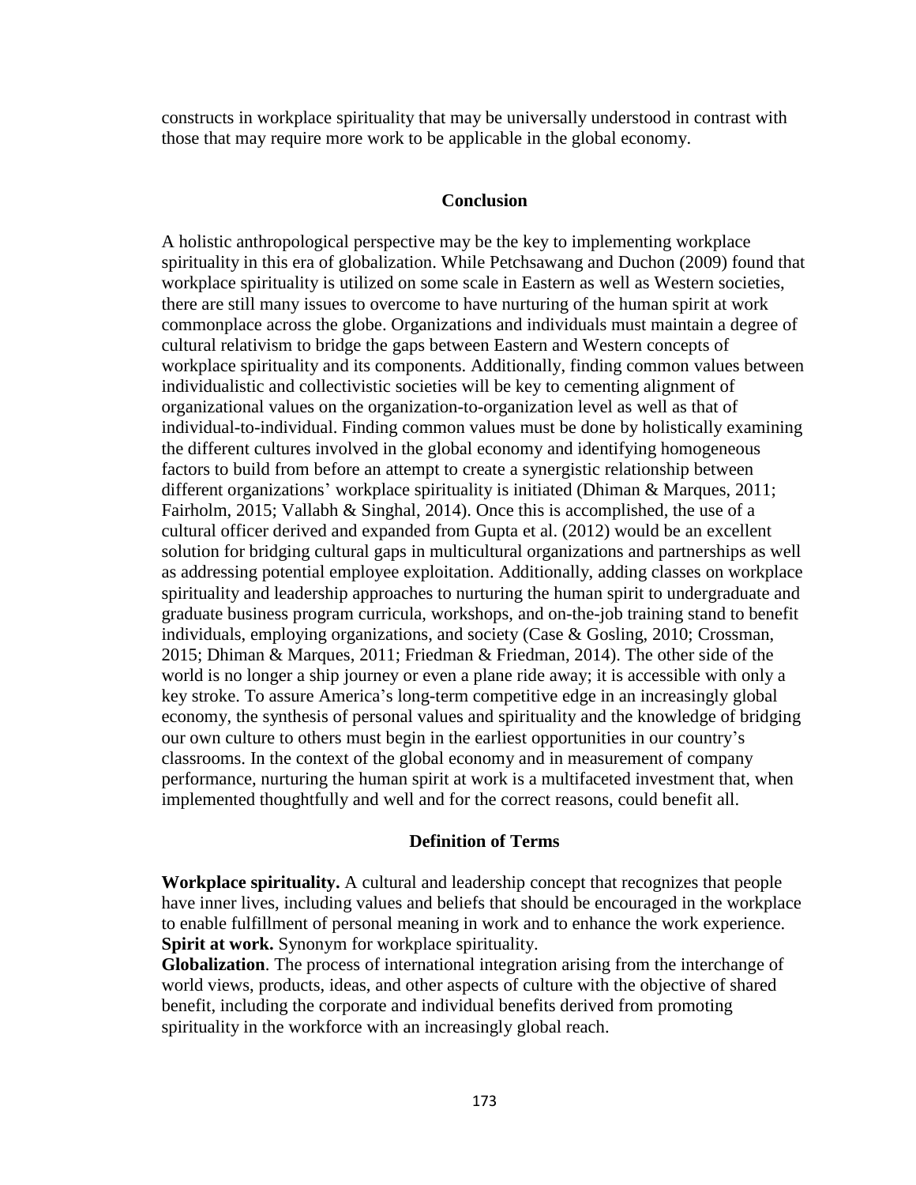constructs in workplace spirituality that may be universally understood in contrast with those that may require more work to be applicable in the global economy.

## Conclusion

A holistic anthropological perspective may be the key to implementing workplace spirituality in this era of globalization. While Petchsawang and Duchon (2009) found that workplace spirituality is utilized on some scale in Eastern as well as Western societies, there are still many issues to overcome to have nurturing of the human spirit at work commonplace across the globe. Organizations and individuals must maintain a degree of cultural relativism to bridge the gaps between Eastern and Western concepts of workplace spirituality and its components. Additionally, finding common values between individualistic and collectivistic societies will be key to cementing alignment of organizational values on the organization-to-organization level as well as that of individual-to-individual. Finding common values must be done by holistically examining the different cultures involved in the global economy and identifying homogeneous factors to build from before an attempt to create a synergistic relationship between different organizations' workplace spirituality is initiated (Dhiman & Marques, 2011; Fairholm, 2015; Vallabh & Singhal, 2014). Once this is accomplished, the use of a cultural officer derived and expanded from Gupta et al. (2012) would be an excellent solution for bridging cultural gaps in multicultural organizations and partnerships as well as addressing potential employee exploitation. Additionally, adding classes on workplace spirituality and leadership approaches to nurturing the human spirit to undergraduate and graduate business program curricula, workshops, and on-the-job training stand to benefit individuals, employing organizations, and society (Case & Gosling, 2010; Crossman, 2015; Dhiman & Marques, 2011; Friedman & Friedman, 2014). The other side of the world is no longer a ship journey or even a plane ride away; it is accessible with only a key stroke. To assure America's long-term competitive edge in an increasingly global economy, the synthesis of personal values and spirituality and the knowledge of bridging our own culture to others must begin in the earliest opportunities in our country's classrooms. In the context of the global economy and in measurement of company performance, nurturing the human spirit at work is a multifaceted investment that, when implemented thoughtfully and well and for the correct reasons, could benefit all.

## Definition of Terms

**Workplace spirituality.** A cultural and leadership concept that recognizes that people have inner lives, including values and beliefs that should be encouraged in the workplace to enable fulfillment of personal meaning in work and to enhance the work experience.
**Spirit at work.** Synonym for workplace spirituality.
**Globalization**. The process of international integration arising from the interchange of world views, products, ideas, and other aspects of culture with the objective of shared benefit, including the corporate and individual benefits derived from promoting spirituality in the workforce with an increasingly global reach.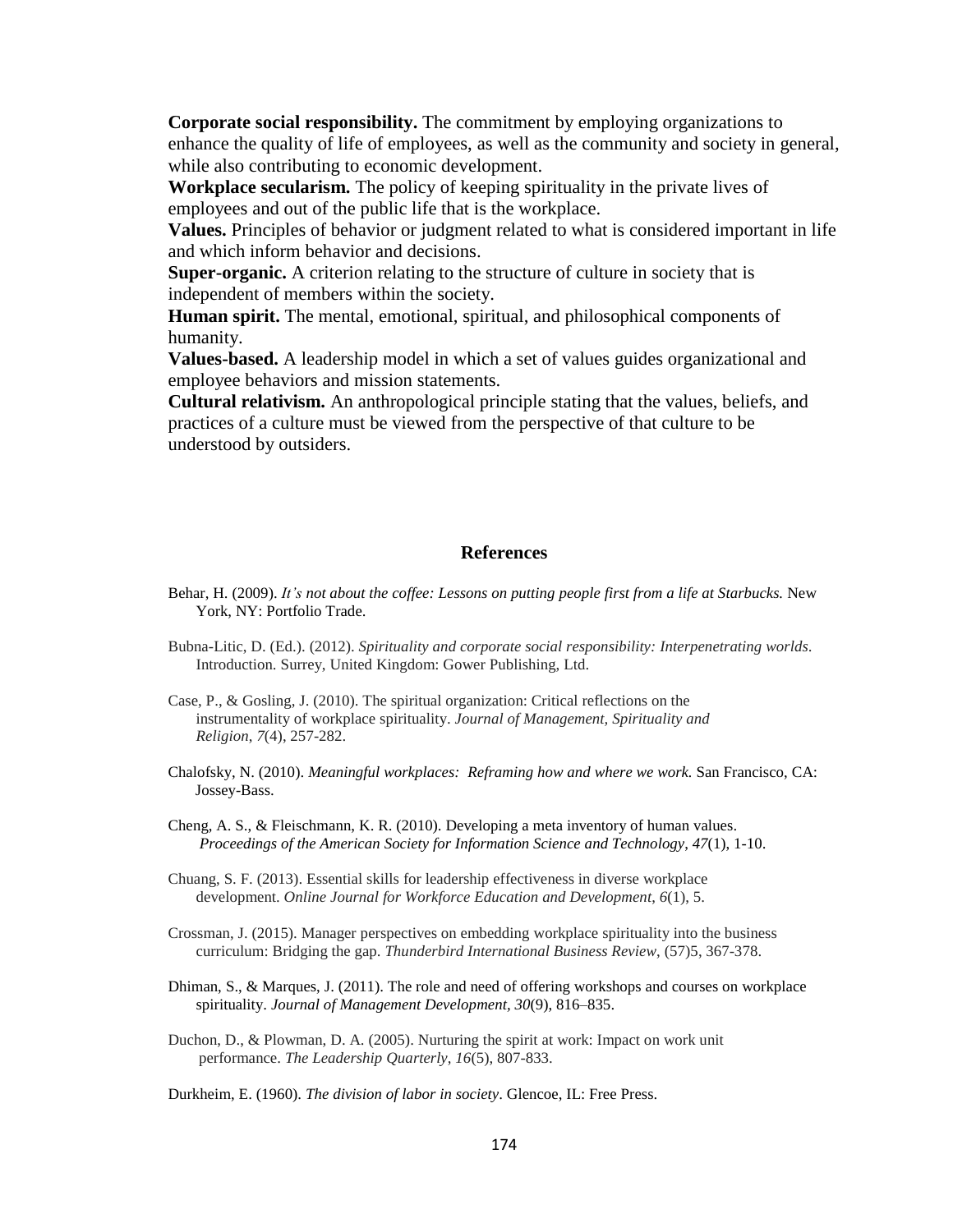**Corporate social responsibility.** The commitment by employing organizations to enhance the quality of life of employees, as well as the community and society in general, while also contributing to economic development.

**Workplace secularism.** The policy of keeping spirituality in the private lives of employees and out of the public life that is the workplace.

**Values.** Principles of behavior or judgment related to what is considered important in life and which inform behavior and decisions.

**Super-organic.** A criterion relating to the structure of culture in society that is independent of members within the society.

**Human spirit.** The mental, emotional, spiritual, and philosophical components of humanity.

**Values-based.** A leadership model in which a set of values guides organizational and employee behaviors and mission statements.

**Cultural relativism.** An anthropological principle stating that the values, beliefs, and practices of a culture must be viewed from the perspective of that culture to be understood by outsiders.

## References

Behar, H. (2009). *It's not about the coffee: Lessons on putting people first from a life at Starbucks.* New York, NY: Portfolio Trade.

Bubna-Litic, D. (Ed.). (2012). *Spirituality and corporate social responsibility: Interpenetrating worlds.* Introduction. Surrey, United Kingdom: Gower Publishing, Ltd.

Case, P., & Gosling, J. (2010). The spiritual organization: Critical reflections on the instrumentality of workplace spirituality. *Journal of Management, Spirituality and Religion*, *7*(4), 257-282.

Chalofsky, N. (2010). *Meaningful workplaces: Reframing how and where we work.* San Francisco, CA: Jossey-Bass.

Cheng, A. S., & Fleischmann, K. R. (2010). Developing a meta inventory of human values. *Proceedings of the American Society for Information Science and Technology*, *47*(1), 1-10.

Chuang, S. F. (2013). Essential skills for leadership effectiveness in diverse workplace development. *Online Journal for Workforce Education and Development*, *6*(1), 5.

Crossman, J. (2015). Manager perspectives on embedding workplace spirituality into the business curriculum: Bridging the gap. *Thunderbird International Business Review*, (57)5, 367-378.

Dhiman, S., & Marques, J. (2011). The role and need of offering workshops and courses on workplace spirituality. *Journal of Management Development, 30*(9), 816–835.

Duchon, D., & Plowman, D. A. (2005). Nurturing the spirit at work: Impact on work unit performance. *The Leadership Quarterly*, *16*(5), 807-833.

Durkheim, E. (1960). *The division of labor in society*. Glencoe, IL: Free Press.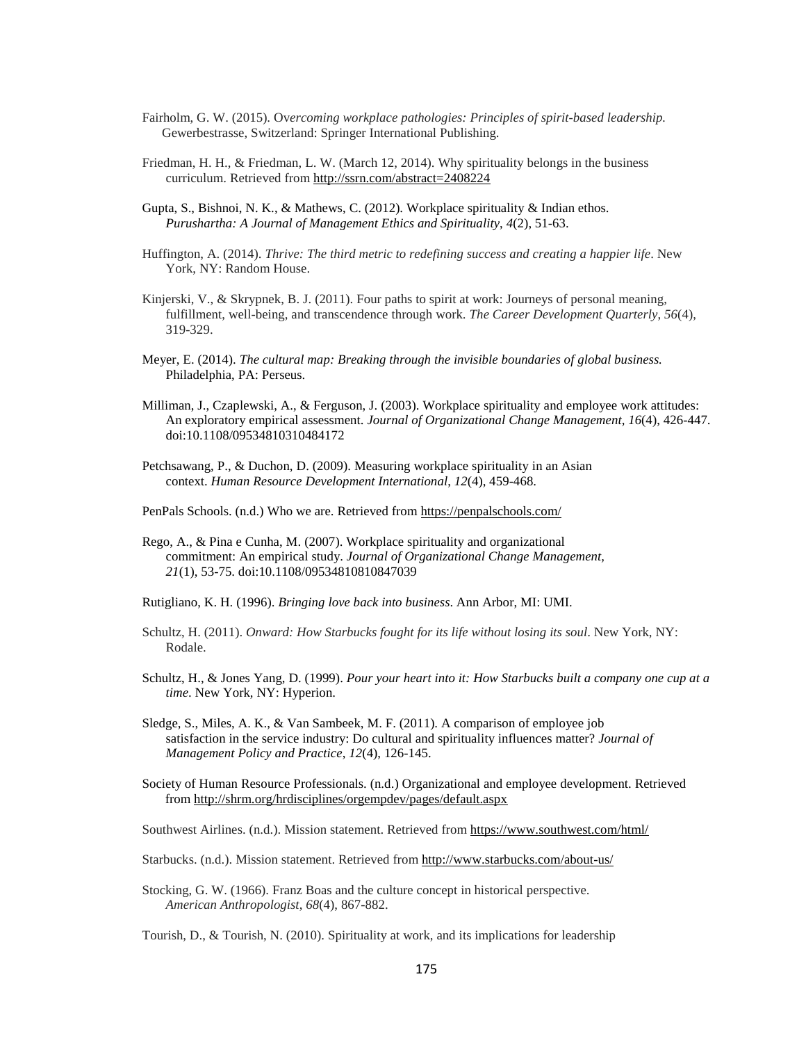Fairholm, G. W. (2015). *Overcoming workplace pathologies: Principles of spirit-based leadership.* Gewerbestrasse, Switzerland: Springer International Publishing.

Friedman, H. H., & Friedman, L. W. (March 12, 2014). Why spirituality belongs in the business curriculum. Retrieved from http://ssrn.com/abstract=2408224

Gupta, S., Bishnoi, N. K., & Mathews, C. (2012). Workplace spirituality & Indian ethos. *Purushartha: A Journal of Management Ethics and Spirituality*, *4*(2), 51-63.

Huffington, A. (2014). *Thrive: The third metric to redefining success and creating a happier life*. New York, NY: Random House.

Kinjerski, V., & Skrypnek, B. J. (2011). Four paths to spirit at work: Journeys of personal meaning, fulfillment, well-being, and transcendence through work. *The Career Development Quarterly*, *56*(4), 319-329.

Meyer, E. (2014). *The cultural map: Breaking through the invisible boundaries of global business.* Philadelphia, PA: Perseus.

Milliman, J., Czaplewski, A., & Ferguson, J. (2003). Workplace spirituality and employee work attitudes: An exploratory empirical assessment. *Journal of Organizational Change Management, 16*(4), 426-447. doi:10.1108/09534810310484172

Petchsawang, P., & Duchon, D. (2009). Measuring workplace spirituality in an Asian context. *Human Resource Development International*, *12*(4), 459-468.

PenPals Schools. (n.d.) Who we are. Retrieved from https://penpalschools.com/

Rego, A., & Pina e Cunha, M. (2007). Workplace spirituality and organizational commitment: An empirical study. *Journal of Organizational Change Management, 21*(1), 53-75. doi:10.1108/09534810810847039

Rutigliano, K. H. (1996). *Bringing love back into business*. Ann Arbor, MI: UMI.

Schultz, H. (2011). *Onward: How Starbucks fought for its life without losing its soul*. New York, NY: Rodale.

Schultz, H., & Jones Yang, D. (1999). *Pour your heart into it: How Starbucks built a company one cup at a time*. New York, NY: Hyperion.

Sledge, S., Miles, A. K., & Van Sambeek, M. F. (2011). A comparison of employee job satisfaction in the service industry: Do cultural and spirituality influences matter? *Journal of Management Policy and Practice*, *12*(4), 126-145.

Society of Human Resource Professionals. (n.d.) Organizational and employee development. Retrieved from http://shrm.org/hrdisciplines/orgempdev/pages/default.aspx

Southwest Airlines. (n.d.). Mission statement. Retrieved from https://www.southwest.com/html/

Starbucks. (n.d.). Mission statement. Retrieved from http://www.starbucks.com/about-us/

Stocking, G. W. (1966). Franz Boas and the culture concept in historical perspective. *American Anthropologist*, *68*(4), 867-882.

Tourish, D., & Tourish, N. (2010). Spirituality at work, and its implications for leadership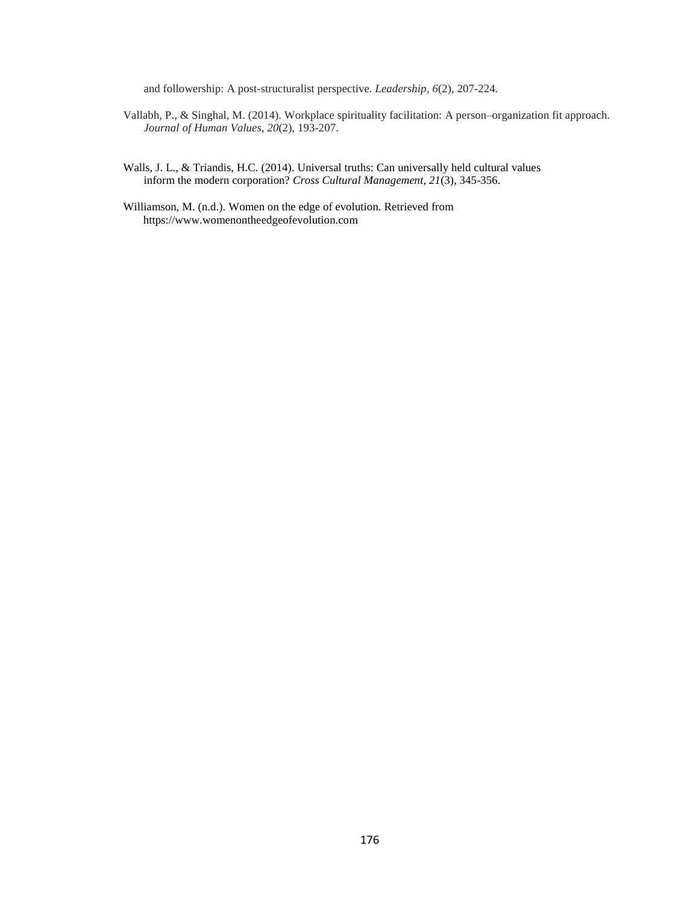and followership: A post-structuralist perspective. *Leadership*, *6*(2), 207-224.

Vallabh, P., & Singhal, M. (2014). Workplace spirituality facilitation: A person–organization fit approach. *Journal of Human Values*, *20*(2), 193-207.

Walls, J. L., & Triandis, H.C. (2014). Universal truths: Can universally held cultural values inform the modern corporation? *Cross Cultural Management*, *21*(3), 345-356.

Williamson, M. (n.d.). Women on the edge of evolution. Retrieved from https://www.womenontheedgeofevolution.com